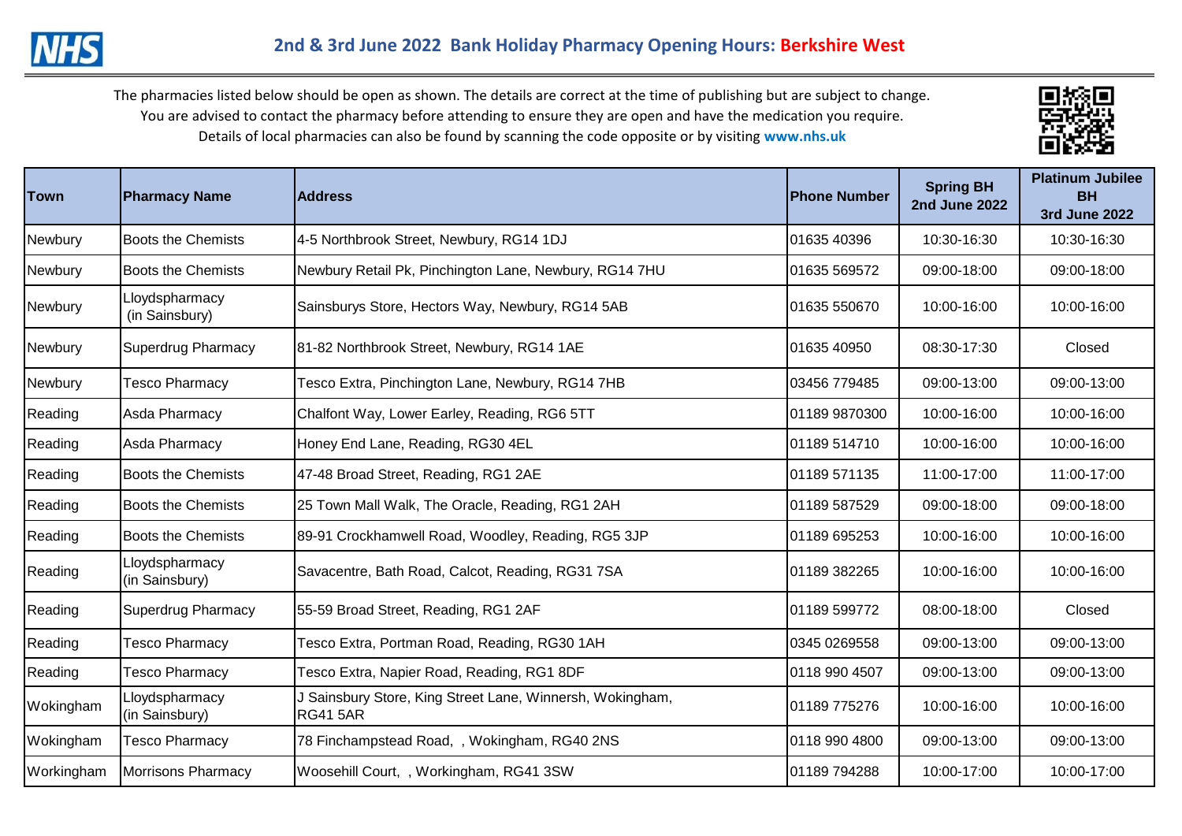# 2nd & 3rd June 2022 Bank Holiday Pharmacy Opening Hours: Berkshire West

The pharmacies listed below should be open as shown. The details are correct at the time of publishing but are subject to change.
You are advised to contact the pharmacy before attending to ensure they are open and have the medication you require.
Details of local pharmacies can also be found by scanning the code opposite or by visiting **www.nhs.uk**

| Town | Pharmacy Name | Address | Phone Number | Spring BH 2nd June 2022 | Platinum Jubilee BH 3rd June 2022 |
|---|---|---|---|---|---|
| Newbury | Boots the Chemists | 4-5 Northbrook Street, Newbury, RG14 1DJ | 01635 40396 | 10:30-16:30 | 10:30-16:30 |
| Newbury | Boots the Chemists | Newbury Retail Pk, Pinchington Lane, Newbury, RG14 7HU | 01635 569572 | 09:00-18:00 | 09:00-18:00 |
| Newbury | Lloydspharmacy (in Sainsbury) | Sainsburys Store, Hectors Way, Newbury, RG14 5AB | 01635 550670 | 10:00-16:00 | 10:00-16:00 |
| Newbury | Superdrug Pharmacy | 81-82 Northbrook Street, Newbury, RG14 1AE | 01635 40950 | 08:30-17:30 | Closed |
| Newbury | Tesco Pharmacy | Tesco Extra, Pinchington Lane, Newbury, RG14 7HB | 03456 779485 | 09:00-13:00 | 09:00-13:00 |
| Reading | Asda Pharmacy | Chalfont Way, Lower Earley, Reading, RG6 5TT | 01189 9870300 | 10:00-16:00 | 10:00-16:00 |
| Reading | Asda Pharmacy | Honey End Lane, Reading, RG30 4EL | 01189 514710 | 10:00-16:00 | 10:00-16:00 |
| Reading | Boots the Chemists | 47-48 Broad Street, Reading, RG1 2AE | 01189 571135 | 11:00-17:00 | 11:00-17:00 |
| Reading | Boots the Chemists | 25 Town Mall Walk, The Oracle, Reading, RG1 2AH | 01189 587529 | 09:00-18:00 | 09:00-18:00 |
| Reading | Boots the Chemists | 89-91 Crockhamwell Road, Woodley, Reading, RG5 3JP | 01189 695253 | 10:00-16:00 | 10:00-16:00 |
| Reading | Lloydspharmacy (in Sainsbury) | Savacentre, Bath Road, Calcot, Reading, RG31 7SA | 01189 382265 | 10:00-16:00 | 10:00-16:00 |
| Reading | Superdrug Pharmacy | 55-59 Broad Street, Reading, RG1 2AF | 01189 599772 | 08:00-18:00 | Closed |
| Reading | Tesco Pharmacy | Tesco Extra, Portman Road, Reading, RG30 1AH | 0345 0269558 | 09:00-13:00 | 09:00-13:00 |
| Reading | Tesco Pharmacy | Tesco Extra, Napier Road, Reading, RG1 8DF | 0118 990 4507 | 09:00-13:00 | 09:00-13:00 |
| Wokingham | Lloydspharmacy (in Sainsbury) | J Sainsbury Store, King Street Lane, Winnersh, Wokingham, RG41 5AR | 01189 775276 | 10:00-16:00 | 10:00-16:00 |
| Wokingham | Tesco Pharmacy | 78 Finchampstead Road, , Wokingham, RG40 2NS | 0118 990 4800 | 09:00-13:00 | 09:00-13:00 |
| Workingham | Morrisons Pharmacy | Woosehill Court, , Workingham, RG41 3SW | 01189 794288 | 10:00-17:00 | 10:00-17:00 |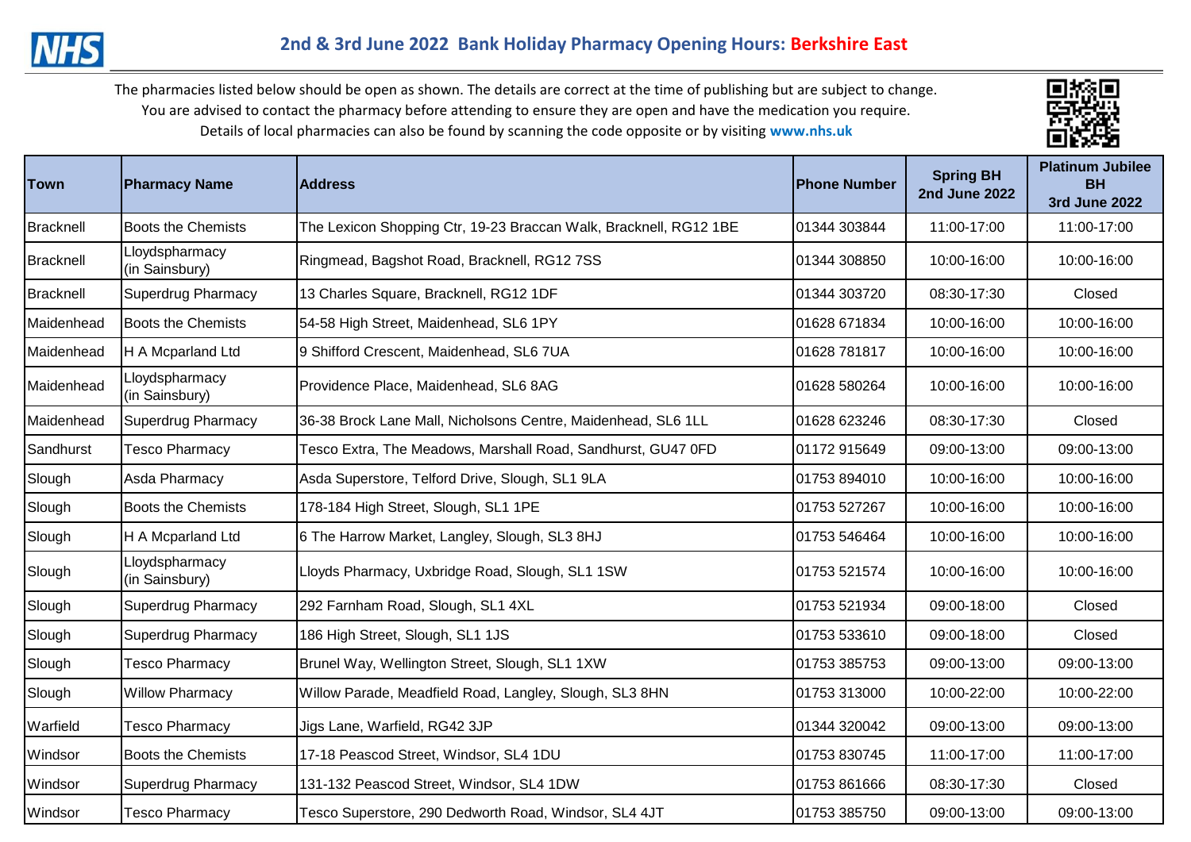# 2nd & 3rd June 2022 Bank Holiday Pharmacy Opening Hours: Berkshire East

The pharmacies listed below should be open as shown. The details are correct at the time of publishing but are subject to change.
You are advised to contact the pharmacy before attending to ensure they are open and have the medication you require.
Details of local pharmacies can also be found by scanning the code opposite or by visiting **www.nhs.uk**

| Town | Pharmacy Name | Address | Phone Number | Spring BH 2nd June 2022 | Platinum Jubilee BH 3rd June 2022 |
|---|---|---|---|---|---|
| Bracknell | Boots the Chemists | The Lexicon Shopping Ctr, 19-23 Braccan Walk, Bracknell, RG12 1BE | 01344 303844 | 11:00-17:00 | 11:00-17:00 |
| Bracknell | Lloydspharmacy (in Sainsbury) | Ringmead, Bagshot Road, Bracknell, RG12 7SS | 01344 308850 | 10:00-16:00 | 10:00-16:00 |
| Bracknell | Superdrug Pharmacy | 13 Charles Square, Bracknell, RG12 1DF | 01344 303720 | 08:30-17:30 | Closed |
| Maidenhead | Boots the Chemists | 54-58 High Street, Maidenhead, SL6 1PY | 01628 671834 | 10:00-16:00 | 10:00-16:00 |
| Maidenhead | H A Mcparland Ltd | 9 Shifford Crescent, Maidenhead, SL6 7UA | 01628 781817 | 10:00-16:00 | 10:00-16:00 |
| Maidenhead | Lloydspharmacy (in Sainsbury) | Providence Place, Maidenhead, SL6 8AG | 01628 580264 | 10:00-16:00 | 10:00-16:00 |
| Maidenhead | Superdrug Pharmacy | 36-38 Brock Lane Mall, Nicholsons Centre, Maidenhead, SL6 1LL | 01628 623246 | 08:30-17:30 | Closed |
| Sandhurst | Tesco Pharmacy | Tesco Extra, The Meadows, Marshall Road, Sandhurst, GU47 0FD | 01172 915649 | 09:00-13:00 | 09:00-13:00 |
| Slough | Asda Pharmacy | Asda Superstore, Telford Drive, Slough, SL1 9LA | 01753 894010 | 10:00-16:00 | 10:00-16:00 |
| Slough | Boots the Chemists | 178-184 High Street, Slough, SL1 1PE | 01753 527267 | 10:00-16:00 | 10:00-16:00 |
| Slough | H A Mcparland Ltd | 6 The Harrow Market, Langley, Slough, SL3 8HJ | 01753 546464 | 10:00-16:00 | 10:00-16:00 |
| Slough | Lloydspharmacy (in Sainsbury) | Lloyds Pharmacy, Uxbridge Road, Slough, SL1 1SW | 01753 521574 | 10:00-16:00 | 10:00-16:00 |
| Slough | Superdrug Pharmacy | 292 Farnham Road, Slough, SL1 4XL | 01753 521934 | 09:00-18:00 | Closed |
| Slough | Superdrug Pharmacy | 186 High Street, Slough, SL1 1JS | 01753 533610 | 09:00-18:00 | Closed |
| Slough | Tesco Pharmacy | Brunel Way, Wellington Street, Slough, SL1 1XW | 01753 385753 | 09:00-13:00 | 09:00-13:00 |
| Slough | Willow Pharmacy | Willow Parade, Meadfield Road, Langley, Slough, SL3 8HN | 01753 313000 | 10:00-22:00 | 10:00-22:00 |
| Warfield | Tesco Pharmacy | Jigs Lane, Warfield, RG42 3JP | 01344 320042 | 09:00-13:00 | 09:00-13:00 |
| Windsor | Boots the Chemists | 17-18 Peascod Street, Windsor, SL4 1DU | 01753 830745 | 11:00-17:00 | 11:00-17:00 |
| Windsor | Superdrug Pharmacy | 131-132 Peascod Street, Windsor, SL4 1DW | 01753 861666 | 08:30-17:30 | Closed |
| Windsor | Tesco Pharmacy | Tesco Superstore, 290 Dedworth Road, Windsor, SL4 4JT | 01753 385750 | 09:00-13:00 | 09:00-13:00 |